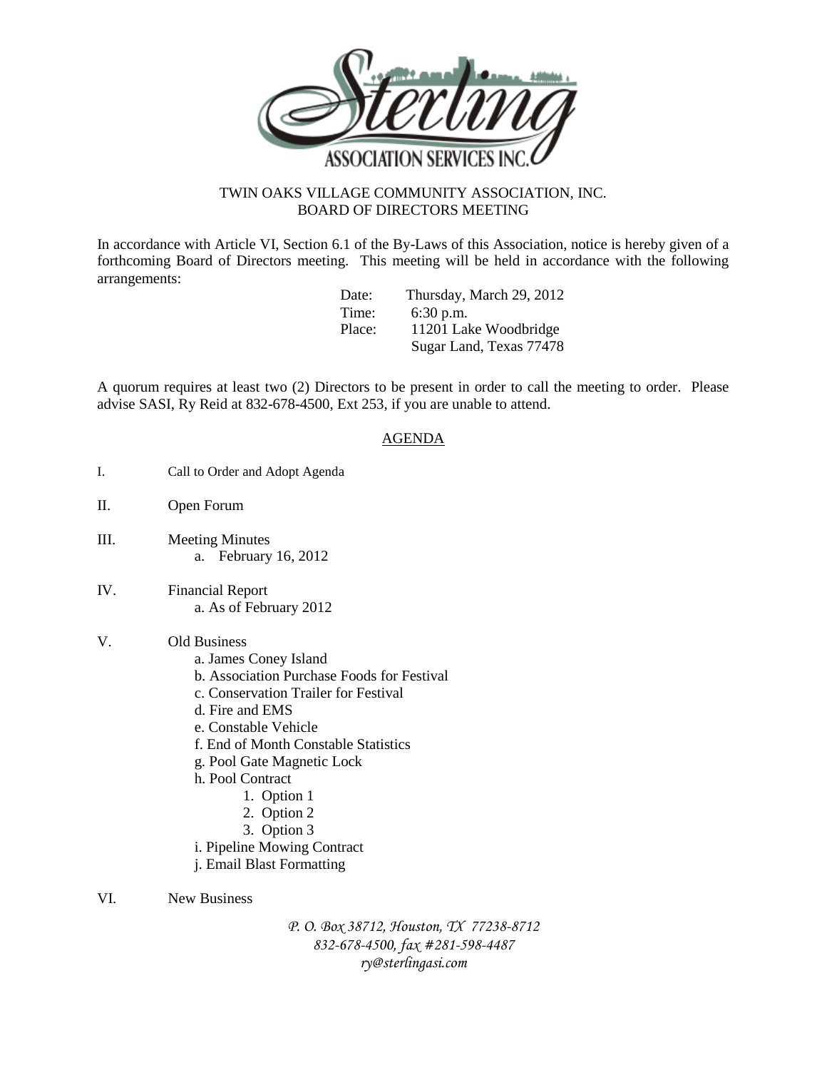# TWIN OAKS VILLAGE COMMUNITY ASSOCIATION, INC.
## BOARD OF DIRECTORS MEETING

In accordance with Article VI, Section 6.1 of the By-Laws of this Association, notice is hereby given of a forthcoming Board of Directors meeting. This meeting will be held in accordance with the following arrangements:

Date: Thursday, March 29, 2012
Time: 6:30 p.m.
Place: 11201 Lake Woodbridge
Sugar Land, Texas 77478

A quorum requires at least two (2) Directors to be present in order to call the meeting to order. Please advise SASI, Ry Reid at 832-678-4500, Ext 253, if you are unable to attend.

## AGENDA

I. Call to Order and Adopt Agenda

II. Open Forum

III. Meeting Minutes
   a. February 16, 2012

IV. Financial Report
   a. As of February 2012

V. Old Business
   a. James Coney Island
   b. Association Purchase Foods for Festival
   c. Conservation Trailer for Festival
   d. Fire and EMS
   e. Constable Vehicle
   f. End of Month Constable Statistics
   g. Pool Gate Magnetic Lock
   h. Pool Contract
      1. Option 1
      2. Option 2
      3. Option 3
   i. Pipeline Mowing Contract
   j. Email Blast Formatting

VI. New Business

*P. O. Box 38712, Houston, TX 77238-8712*
*832-678-4500, fax #281-598-4487*
*ry@sterlingasi.com*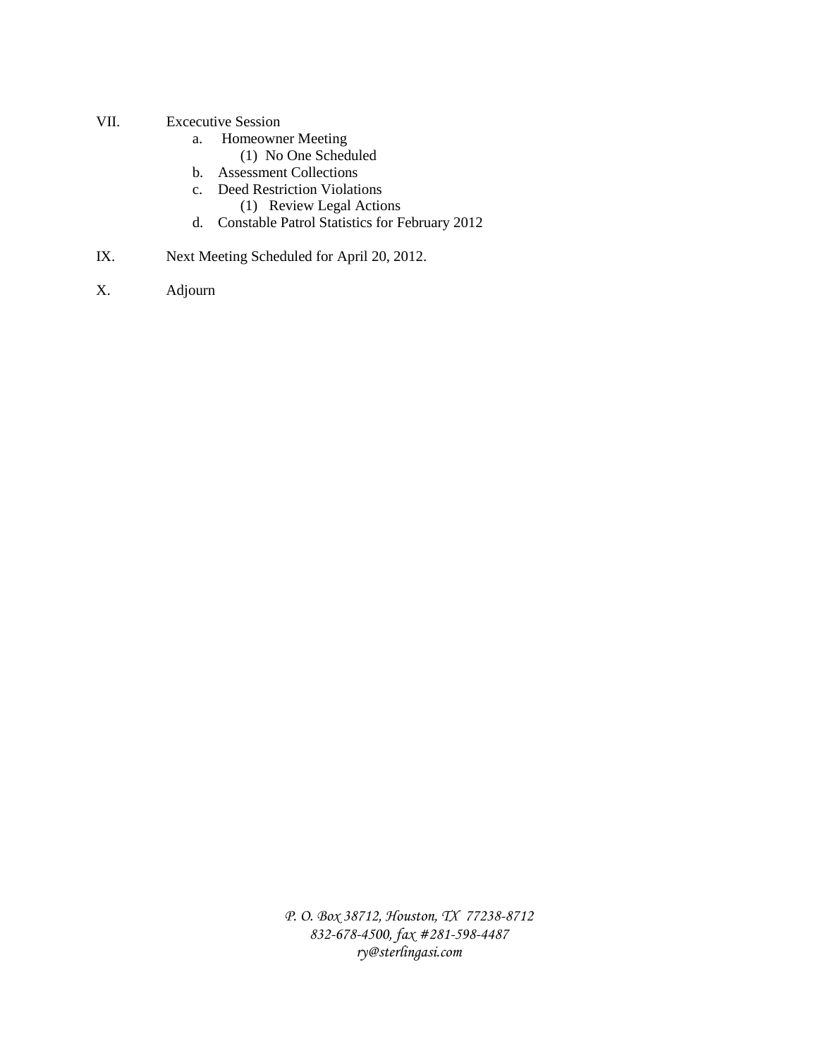VII. Excecutive Session

   a. Homeowner Meeting
      (1) No One Scheduled
   b. Assessment Collections
   c. Deed Restriction Violations
      (1) Review Legal Actions
   d. Constable Patrol Statistics for February 2012

IX. Next Meeting Scheduled for April 20, 2012.

X. Adjourn

*P. O. Box 38712, Houston, TX 77238-8712*
*832-678-4500, fax #281-598-4487*
*ry@sterlingasi.com*